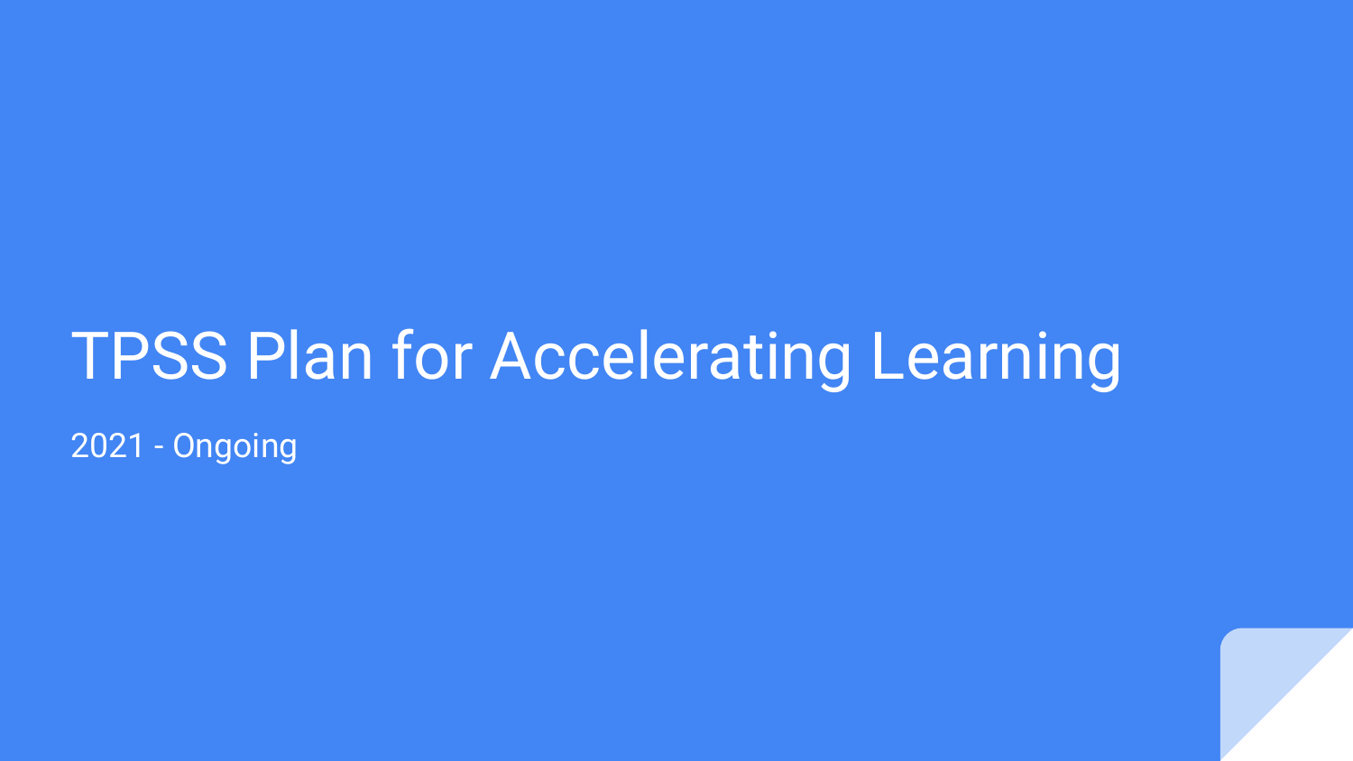# TPSS Plan for Accelerating Learning

2021 - Ongoing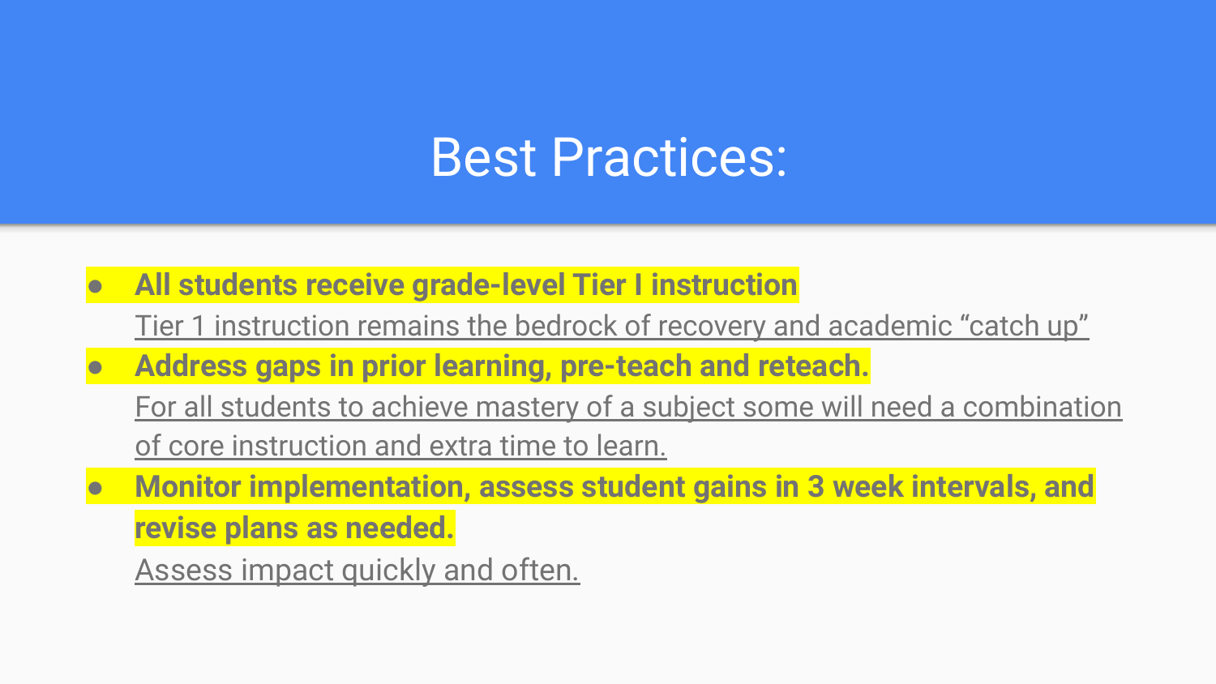# Best Practices:

- **All students receive grade-level Tier I instruction**
  Tier 1 instruction remains the bedrock of recovery and academic "catch up"
- **Address gaps in prior learning, pre-teach and reteach.**
  For all students to achieve mastery of a subject some will need a combination of core instruction and extra time to learn.
- **Monitor implementation, assess student gains in 3 week intervals, and revise plans as needed.**
  Assess impact quickly and often.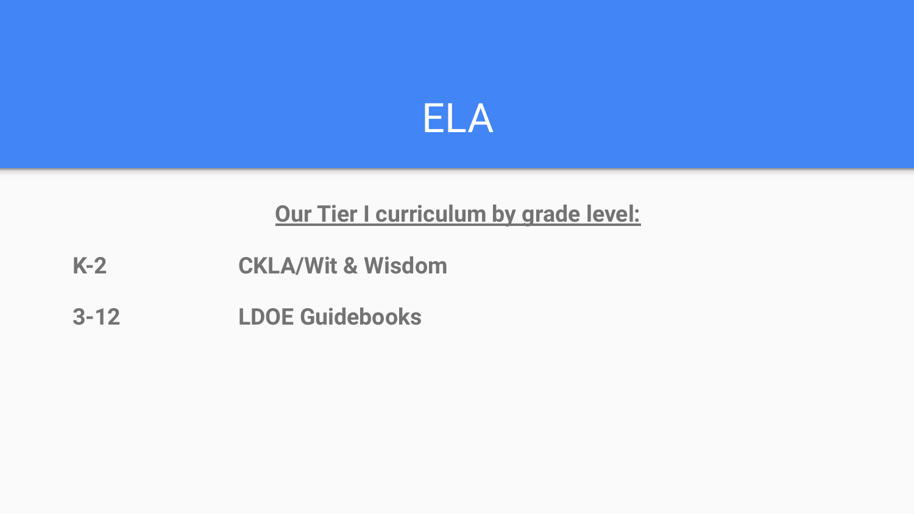# ELA

**Our Tier I curriculum by grade level:**

| Grade Level | Curriculum |
| --- | --- |
| **K-2** | **CKLA/Wit & Wisdom** |
| **3-12** | **LDOE Guidebooks** |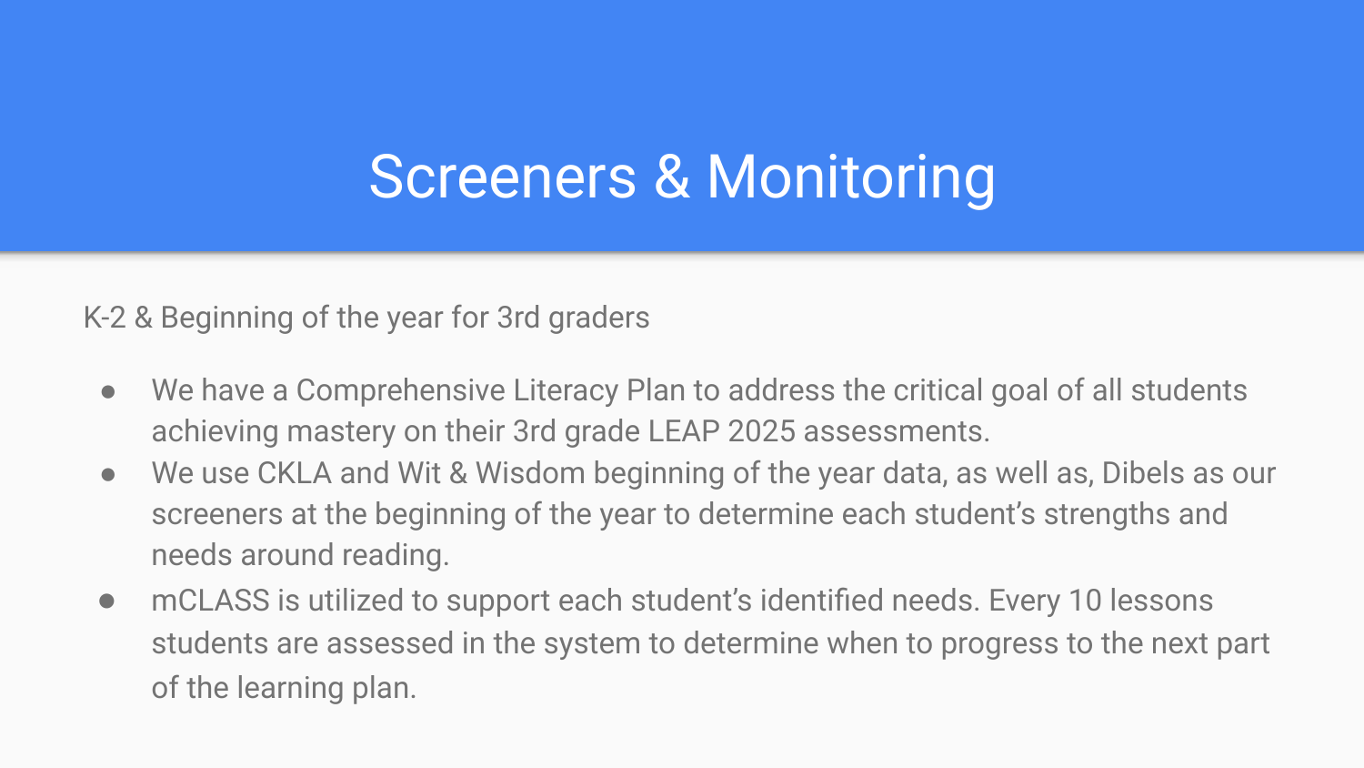# Screeners & Monitoring

K-2 & Beginning of the year for 3rd graders

- We have a Comprehensive Literacy Plan to address the critical goal of all students achieving mastery on their 3rd grade LEAP 2025 assessments.
- We use CKLA and Wit & Wisdom beginning of the year data, as well as, Dibels as our screeners at the beginning of the year to determine each student's strengths and needs around reading.
- mCLASS is utilized to support each student's identified needs. Every 10 lessons students are assessed in the system to determine when to progress to the next part of the learning plan.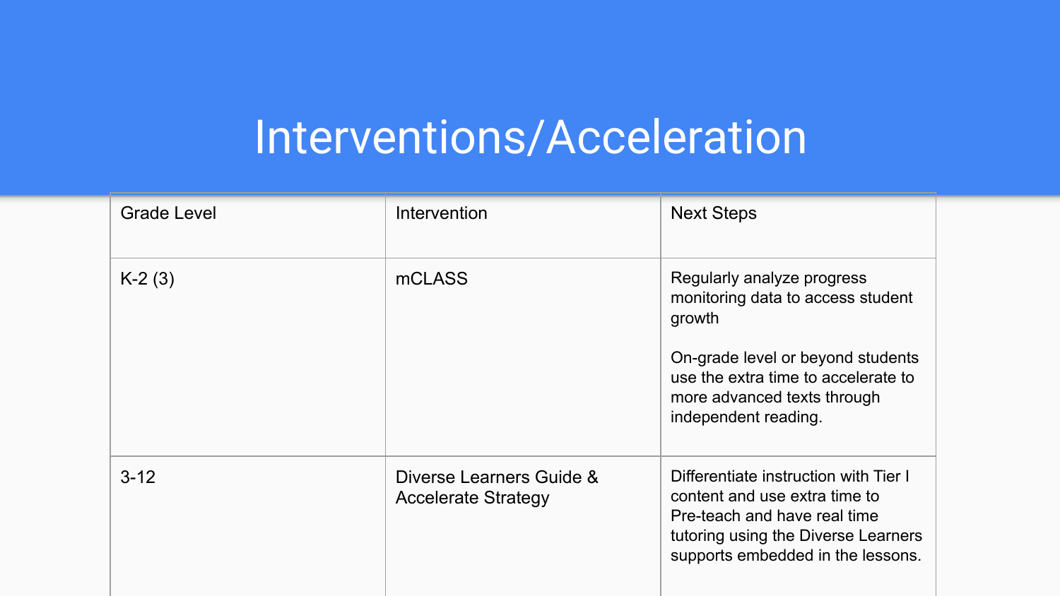# Interventions/Acceleration

| Grade Level | Intervention | Next Steps |
| --- | --- | --- |
| K-2 (3) | mCLASS | Regularly analyze progress monitoring data to access student growth<br><br>On-grade level or beyond students use the extra time to accelerate to more advanced texts through independent reading. |
| 3-12 | Diverse Learners Guide & Accelerate Strategy | Differentiate instruction with Tier I content and use extra time to Pre-teach and have real time tutoring using the Diverse Learners supports embedded in the lessons. |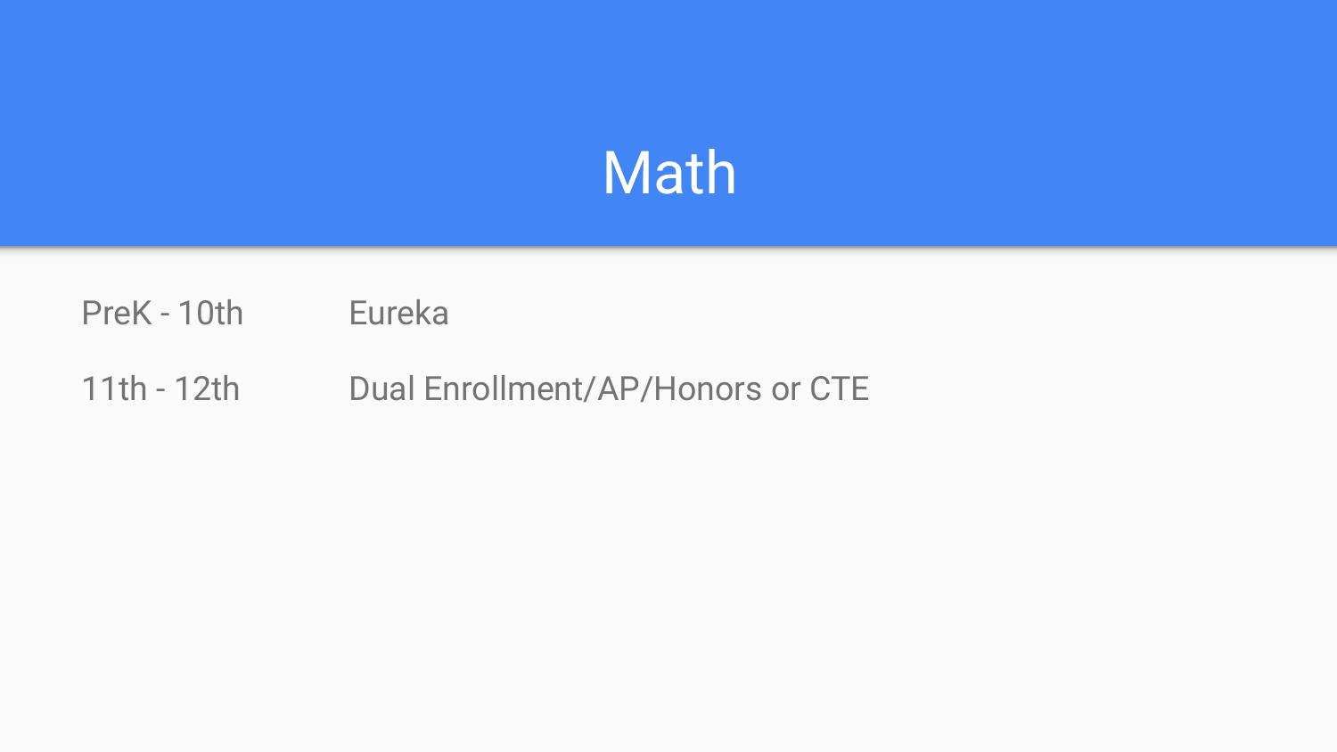# Math

| | |
|---|---|
| PreK - 10th | Eureka |
| 11th - 12th | Dual Enrollment/AP/Honors or CTE |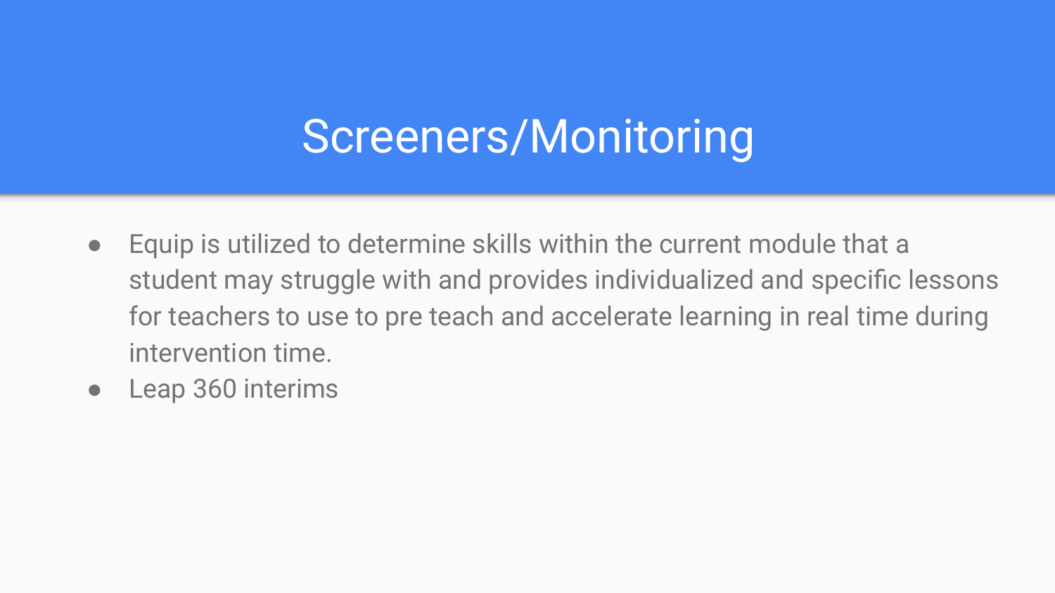# Screeners/Monitoring

- Equip is utilized to determine skills within the current module that a student may struggle with and provides individualized and specific lessons for teachers to use to pre teach and accelerate learning in real time during intervention time.
- Leap 360 interims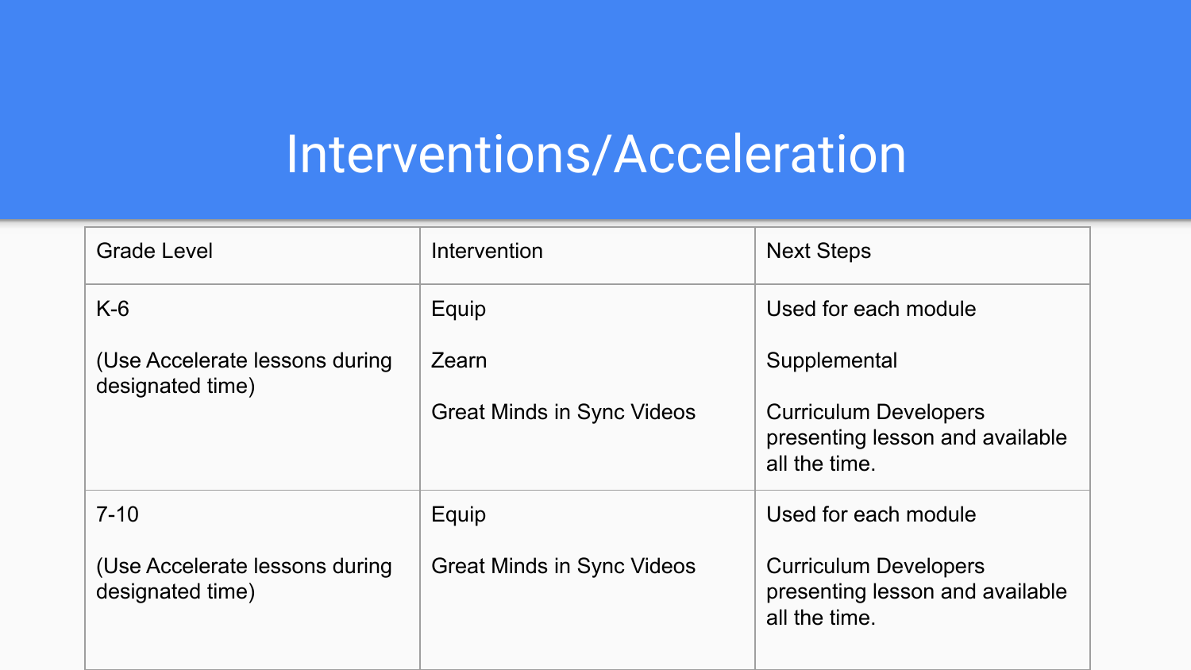# Interventions/Acceleration

| Grade Level | Intervention | Next Steps |
| --- | --- | --- |
| K-6<br><br>(Use Accelerate lessons during designated time) | Equip<br><br>Zearn<br><br>Great Minds in Sync Videos | Used for each module<br><br>Supplemental<br><br>Curriculum Developers presenting lesson and available all the time. |
| 7-10<br><br>(Use Accelerate lessons during designated time) | Equip<br><br>Great Minds in Sync Videos | Used for each module<br><br>Curriculum Developers presenting lesson and available all the time. |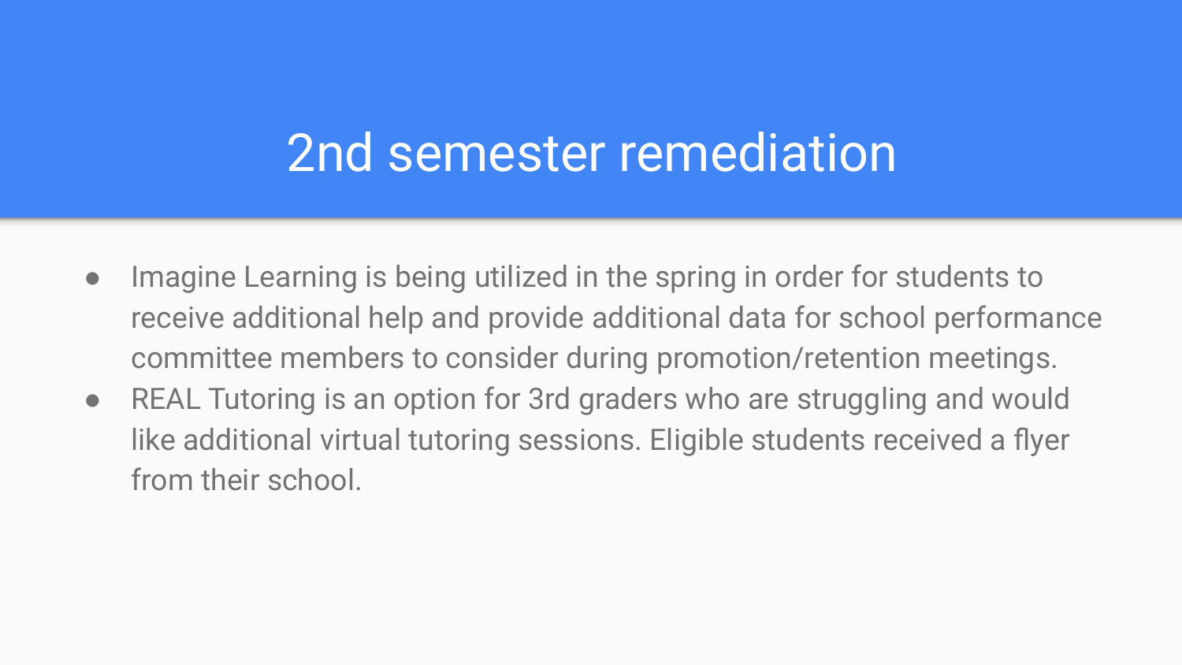# 2nd semester remediation

- Imagine Learning is being utilized in the spring in order for students to receive additional help and provide additional data for school performance committee members to consider during promotion/retention meetings.
- REAL Tutoring is an option for 3rd graders who are struggling and would like additional virtual tutoring sessions. Eligible students received a flyer from their school.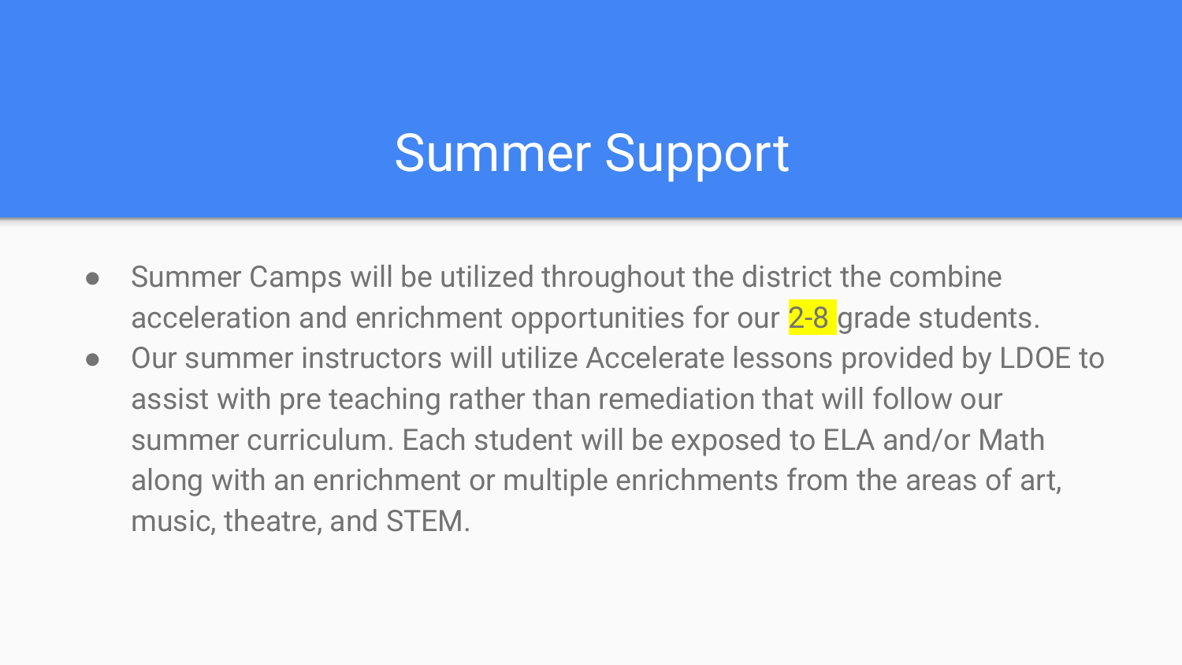# Summer Support

- Summer Camps will be utilized throughout the district the combine acceleration and enrichment opportunities for our 2-8 grade students.
- Our summer instructors will utilize Accelerate lessons provided by LDOE to assist with pre teaching rather than remediation that will follow our summer curriculum. Each student will be exposed to ELA and/or Math along with an enrichment or multiple enrichments from the areas of art, music, theatre, and STEM.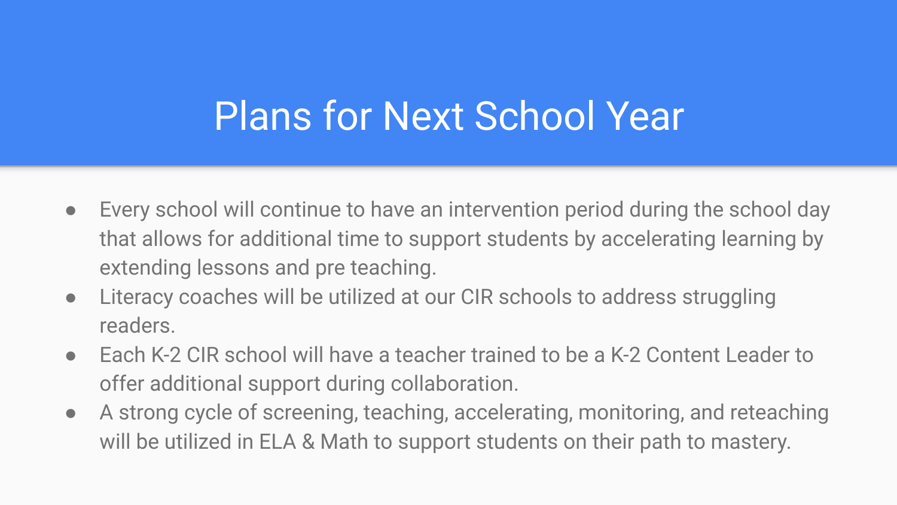# Plans for Next School Year

- Every school will continue to have an intervention period during the school day that allows for additional time to support students by accelerating learning by extending lessons and pre teaching.
- Literacy coaches will be utilized at our CIR schools to address struggling readers.
- Each K-2 CIR school will have a teacher trained to be a K-2 Content Leader to offer additional support during collaboration.
- A strong cycle of screening, teaching, accelerating, monitoring, and reteaching will be utilized in ELA & Math to support students on their path to mastery.